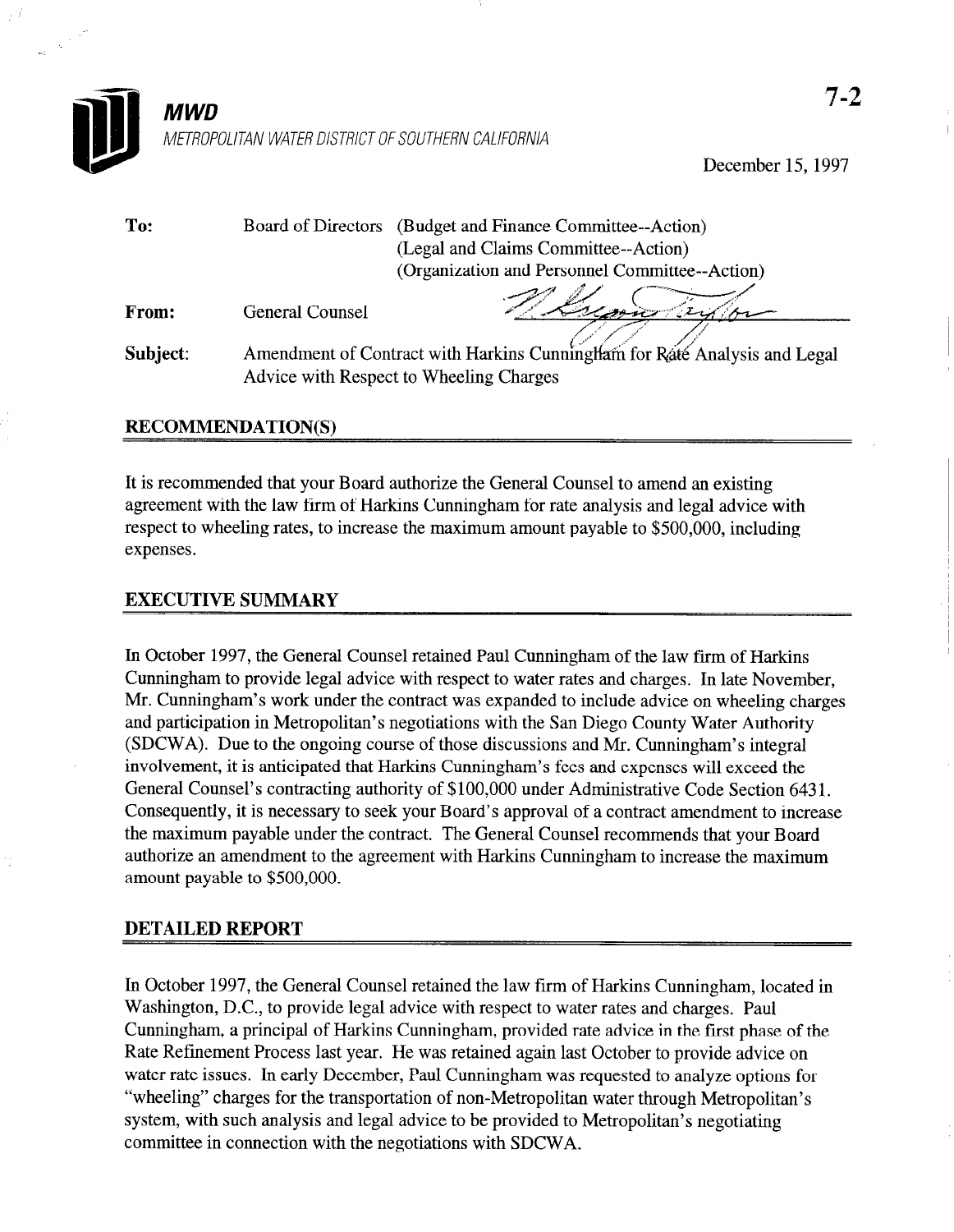**MWD**

METROPOLITAN WATER DISTRICT OF SOUTHERN CALIFORNIA

7-2

December 15, 1997

| | | |
|---|---|---|
| **To:** | Board of Directors | (Budget and Finance Committee--Action) (Legal and Claims Committee--Action) (Organization and Personnel Committee--Action) |
| **From:** | General Counsel | |
| **Subject:** | Amendment of Contract with Harkins Cunningham for Rate Analysis and Legal Advice with Respect to Wheeling Charges | |

## RECOMMENDATION(S)

It is recommended that your Board authorize the General Counsel to amend an existing agreement with the law firm of Harkins Cunningham for rate analysis and legal advice with respect to wheeling rates, to increase the maximum amount payable to $500,000, including expenses.

## EXECUTIVE SUMMARY

In October 1997, the General Counsel retained Paul Cunningham of the law firm of Harkins Cunningham to provide legal advice with respect to water rates and charges. In late November, Mr. Cunningham's work under the contract was expanded to include advice on wheeling charges and participation in Metropolitan's negotiations with the San Diego County Water Authority (SDCWA). Due to the ongoing course of those discussions and Mr. Cunningham's integral involvement, it is anticipated that Harkins Cunningham's fees and expenses will exceed the General Counsel's contracting authority of $100,000 under Administrative Code Section 6431. Consequently, it is necessary to seek your Board's approval of a contract amendment to increase the maximum payable under the contract. The General Counsel recommends that your Board authorize an amendment to the agreement with Harkins Cunningham to increase the maximum amount payable to $500,000.

## DETAILED REPORT

In October 1997, the General Counsel retained the law firm of Harkins Cunningham, located in Washington, D.C., to provide legal advice with respect to water rates and charges. Paul Cunningham, a principal of Harkins Cunningham, provided rate advice in the first phase of the Rate Refinement Process last year. He was retained again last October to provide advice on water rate issues. In early December, Paul Cunningham was requested to analyze options for "wheeling" charges for the transportation of non-Metropolitan water through Metropolitan's system, with such analysis and legal advice to be provided to Metropolitan's negotiating committee in connection with the negotiations with SDCWA.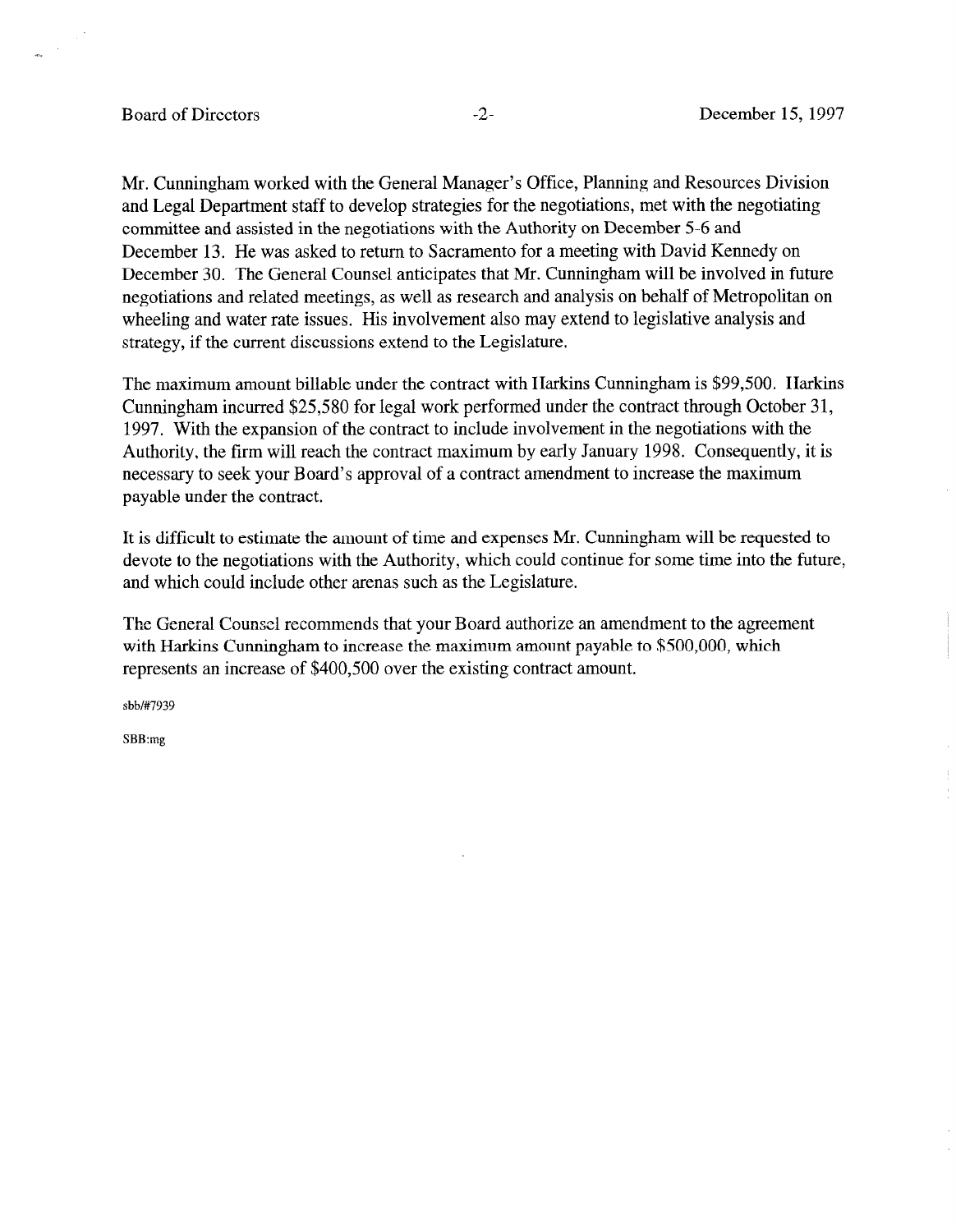Mr. Cunningham worked with the General Manager's Office, Planning and Resources Division and Legal Department staff to develop strategies for the negotiations, met with the negotiating committee and assisted in the negotiations with the Authority on December 5-6 and December 13. He was asked to return to Sacramento for a meeting with David Kennedy on December 30. The General Counsel anticipates that Mr. Cunningham will be involved in future negotiations and related meetings, as well as research and analysis on behalf of Metropolitan on wheeling and water rate issues. His involvement also may extend to legislative analysis and strategy, if the current discussions extend to the Legislature.

The maximum amount billable under the contract with Harkins Cunningham is $99,500. Harkins Cunningham incurred $25,580 for legal work performed under the contract through October 31, 1997. With the expansion of the contract to include involvement in the negotiations with the Authority, the firm will reach the contract maximum by early January 1998. Consequently, it is necessary to seek your Board's approval of a contract amendment to increase the maximum payable under the contract.

It is difficult to estimate the amount of time and expenses Mr. Cunningham will be requested to devote to the negotiations with the Authority, which could continue for some time into the future, and which could include other arenas such as the Legislature.

The General Counsel recommends that your Board authorize an amendment to the agreement with Harkins Cunningham to increase the maximum amount payable to $500,000, which represents an increase of $400,500 over the existing contract amount.

sbb/#7939

SBB:mg